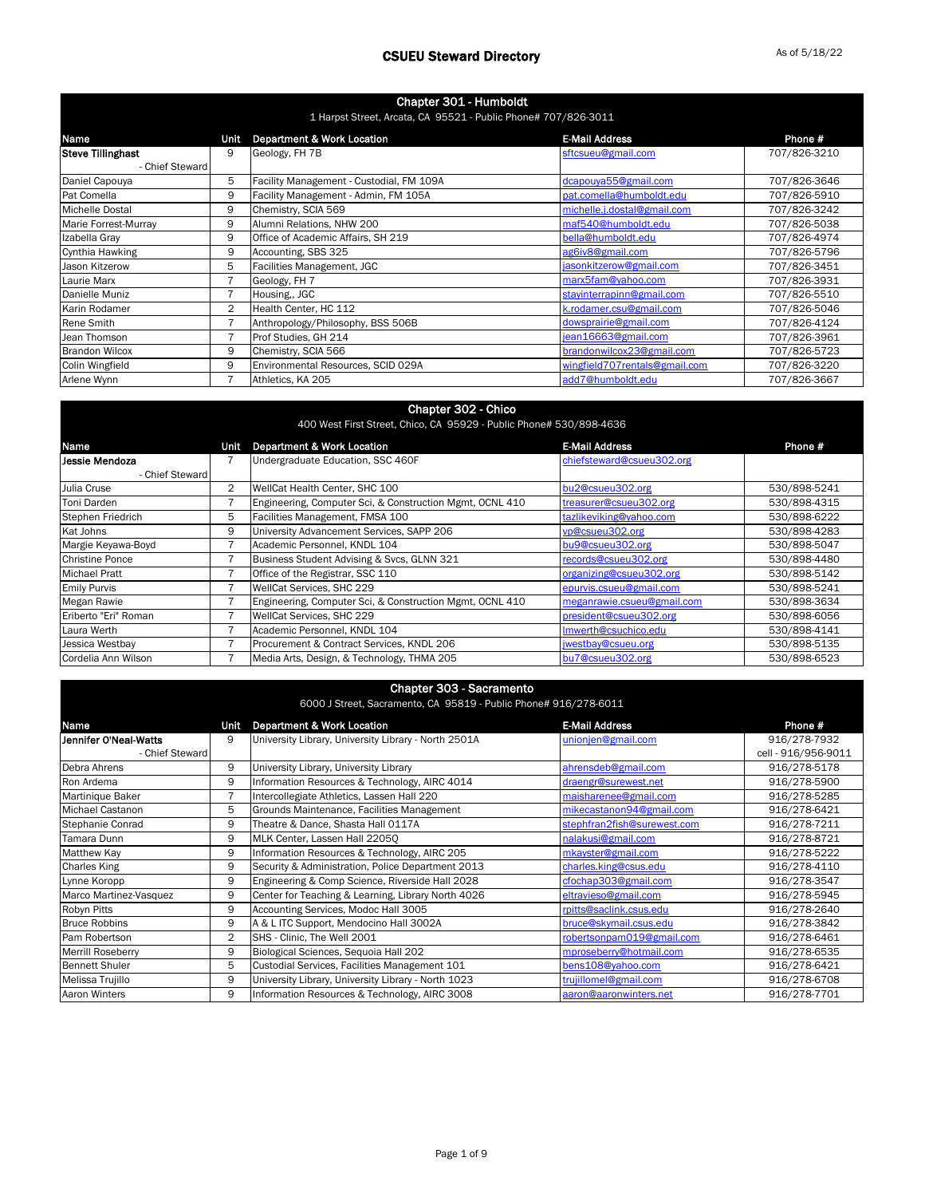# CSUEU Steward Directory

As of 5/18/22

## Chapter 301 - Humboldt

1 Harpst Street, Arcata, CA 95521 - Public Phone# 707/826-3011

| Name | Unit | Department & Work Location | E-Mail Address | Phone # |
|---|---|---|---|---|
| **Steve Tillinghast** - Chief Steward | 9 | Geology, FH 7B | sftcsueu@gmail.com | 707/826-3210 |
| Daniel Capouya | 5 | Facility Management - Custodial, FM 109A | dcapouya55@gmail.com | 707/826-3646 |
| Pat Comella | 9 | Facility Management - Admin, FM 105A | pat.comella@humboldt.edu | 707/826-5910 |
| Michelle Dostal | 9 | Chemistry, SCIA 569 | michelle.j.dostal@gmail.com | 707/826-3242 |
| Marie Forrest-Murray | 9 | Alumni Relations, NHW 200 | maf540@humboldt.edu | 707/826-5038 |
| Izabella Gray | 9 | Office of Academic Affairs, SH 219 | bella@humboldt.edu | 707/826-4974 |
| Cynthia Hawking | 9 | Accounting, SBS 325 | ag6iv8@gmail.com | 707/826-5796 |
| Jason Kitzerow | 5 | Facilities Management, JGC | jasonkitzerow@gmail.com | 707/826-3451 |
| Laurie Marx | 7 | Geology, FH 7 | marx5fam@yahoo.com | 707/826-3931 |
| Danielle Muniz | 7 | Housing,, JGC | stayinterrapinn@gmail.com | 707/826-5510 |
| Karin Rodamer | 2 | Health Center, HC 112 | k.rodamer.csu@gmail.com | 707/826-5046 |
| Rene Smith | 7 | Anthropology/Philosophy, BSS 506B | dowsprairie@gmail.com | 707/826-4124 |
| Jean Thomson | 7 | Prof Studies, GH 214 | jean16663@gmail.com | 707/826-3961 |
| Brandon Wilcox | 9 | Chemistry, SCIA 566 | brandonwilcox23@gmail.com | 707/826-5723 |
| Colin Wingfield | 9 | Environmental Resources, SCID 029A | wingfield707rentals@gmail.com | 707/826-3220 |
| Arlene Wynn | 7 | Athletics, KA 205 | add7@humboldt.edu | 707/826-3667 |

## Chapter 302 - Chico

400 West First Street, Chico, CA 95929 - Public Phone# 530/898-4636

| Name | Unit | Department & Work Location | E-Mail Address | Phone # |
|---|---|---|---|---|
| **Jessie Mendoza** - Chief Steward | 7 | Undergraduate Education, SSC 460F | chiefsteward@csueu302.org | |
| Julia Cruse | 2 | WellCat Health Center, SHC 100 | bu2@csueu302.org | 530/898-5241 |
| Toni Darden | 7 | Engineering, Computer Sci, & Construction Mgmt, OCNL 410 | treasurer@csueu302.org | 530/898-4315 |
| Stephen Friedrich | 5 | Facilities Management, FMSA 100 | tazlikeviking@yahoo.com | 530/898-6222 |
| Kat Johns | 9 | University Advancement Services, SAPP 206 | vp@csueu302.org | 530/898-4283 |
| Margie Keyawa-Boyd | 7 | Academic Personnel, KNDL 104 | bu9@csueu302.org | 530/898-5047 |
| Christine Ponce | 7 | Business Student Advising & Svcs, GLNN 321 | records@csueu302.org | 530/898-4480 |
| Michael Pratt | 7 | Office of the Registrar, SSC 110 | organizing@csueu302.org | 530/898-5142 |
| Emily Purvis | 7 | WellCat Services, SHC 229 | epurvis.csueu@gmail.com | 530/898-5241 |
| Megan Rawie | 7 | Engineering, Computer Sci, & Construction Mgmt, OCNL 410 | meganrawie.csueu@gmail.com | 530/898-3634 |
| Eriberto "Eri" Roman | 7 | WellCat Services, SHC 229 | president@csueu302.org | 530/898-6056 |
| Laura Werth | 7 | Academic Personnel, KNDL 104 | lmwerth@csuchico.edu | 530/898-4141 |
| Jessica Westbay | 7 | Procurement & Contract Services, KNDL 206 | jwestbay@csueu.org | 530/898-5135 |
| Cordelia Ann Wilson | 7 | Media Arts, Design, & Technology, THMA 205 | bu7@csueu302.org | 530/898-6523 |

## Chapter 303 - Sacramento

6000 J Street, Sacramento, CA 95819 - Public Phone# 916/278-6011

| Name | Unit | Department & Work Location | E-Mail Address | Phone # |
|---|---|---|---|---|
| **Jennifer O'Neal-Watts** - Chief Steward | 9 | University Library, University Library - North 2501A | unionjen@gmail.com | 916/278-7932 cell - 916/956-9011 |
| Debra Ahrens | 9 | University Library, University Library | ahrensdeb@gmail.com | 916/278-5178 |
| Ron Ardema | 9 | Information Resources & Technology, AIRC 4014 | draengr@surewest.net | 916/278-5900 |
| Martinique Baker | 7 | Intercollegiate Athletics, Lassen Hall 220 | maisharenee@gmail.com | 916/278-5285 |
| Michael Castanon | 5 | Grounds Maintenance, Facilities Management | mikecastanon94@gmail.com | 916/278-6421 |
| Stephanie Conrad | 9 | Theatre & Dance, Shasta Hall 0117A | stephfran2fish@surewest.com | 916/278-7211 |
| Tamara Dunn | 9 | MLK Center, Lassen Hall 2205Q | nalakusi@gmail.com | 916/278-8721 |
| Matthew Kay | 9 | Information Resources & Technology, AIRC 205 | mkayster@gmail.com | 916/278-5222 |
| Charles King | 9 | Security & Administration, Police Department 2013 | charles.king@csus.edu | 916/278-4110 |
| Lynne Koropp | 9 | Engineering & Comp Science, Riverside Hall 2028 | cfochap303@gmail.com | 916/278-3547 |
| Marco Martinez-Vasquez | 9 | Center for Teaching & Learning, Library North 4026 | eltravieso@gmail.com | 916/278-5945 |
| Robyn Pitts | 9 | Accounting Services, Modoc Hall 3005 | rpitts@saclink.csus.edu | 916/278-2640 |
| Bruce Robbins | 9 | A & L ITC Support, Mendocino Hall 3002A | bruce@skymail.csus.edu | 916/278-3842 |
| Pam Robertson | 2 | SHS - Clinic, The Well 2001 | robertsonpam019@gmail.com | 916/278-6461 |
| Merrill Roseberry | 9 | Biological Sciences, Sequoia Hall 202 | mproseberry@hotmail.com | 916/278-6535 |
| Bennett Shuler | 5 | Custodial Services, Facilities Management 101 | bens108@yahoo.com | 916/278-6421 |
| Melissa Trujillo | 9 | University Library, University Library - North 1023 | trujillomel@gmail.com | 916/278-6708 |
| Aaron Winters | 9 | Information Resources & Technology, AIRC 3008 | aaron@aaronwinters.net | 916/278-7701 |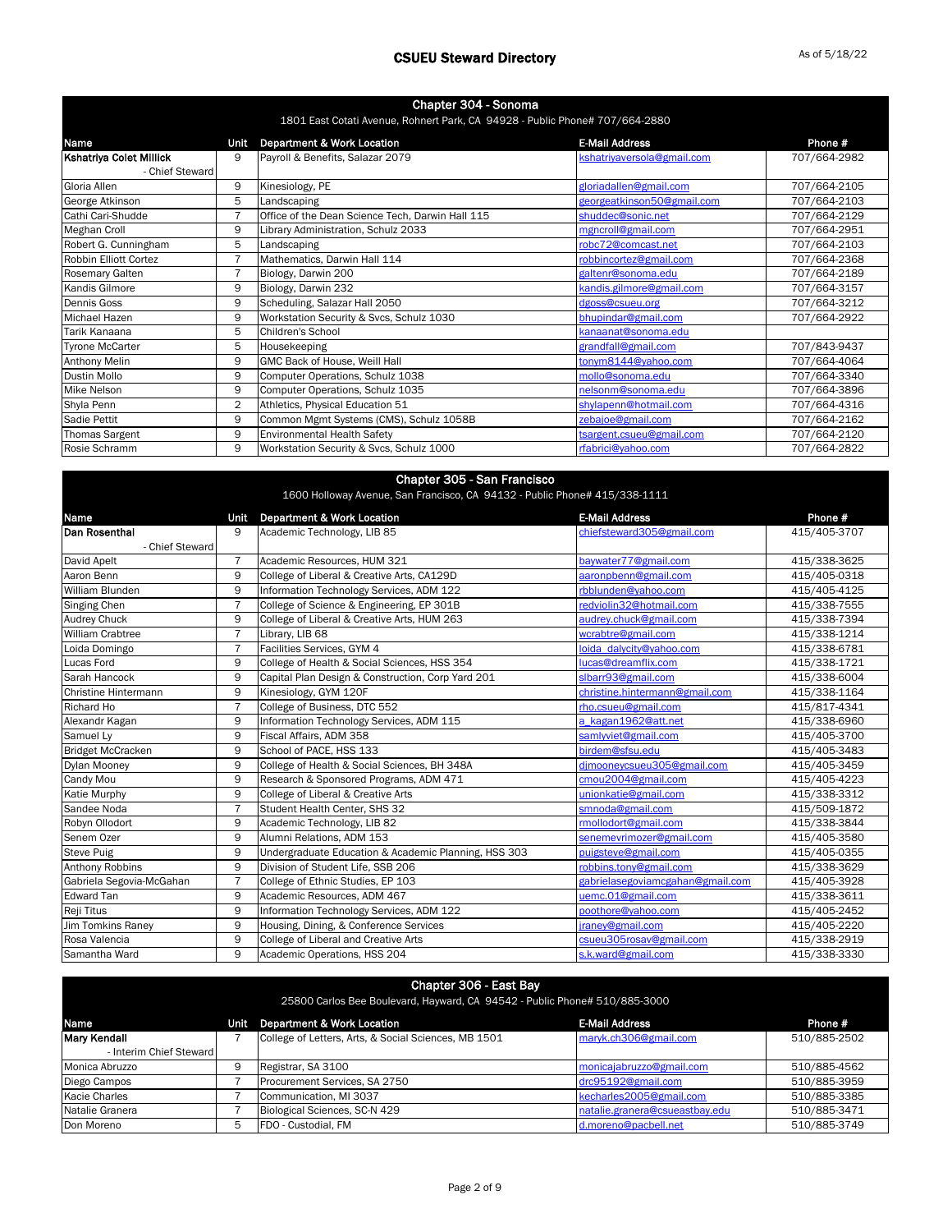# CSUEU Steward Directory

As of 5/18/22

## Chapter 304 - Sonoma

1801 East Cotati Avenue, Rohnert Park, CA 94928 - Public Phone# 707/664-2880

| Name | Unit | Department & Work Location | E-Mail Address | Phone # |
|---|---|---|---|---|
| **Kshatriya Colet Millick** - Chief Steward | 9 | Payroll & Benefits, Salazar 2079 | kshatriyaversola@gmail.com | 707/664-2982 |
| Gloria Allen | 9 | Kinesiology, PE | gloriadallen@gmail.com | 707/664-2105 |
| George Atkinson | 5 | Landscaping | georgeatkinson50@gmail.com | 707/664-2103 |
| Cathi Cari-Shudde | 7 | Office of the Dean Science Tech, Darwin Hall 115 | shuddec@sonic.net | 707/664-2129 |
| Meghan Croll | 9 | Library Administration, Schulz 2033 | mgncroll@gmail.com | 707/664-2951 |
| Robert G. Cunningham | 5 | Landscaping | robc72@comcast.net | 707/664-2103 |
| Robbin Elliott Cortez | 7 | Mathematics, Darwin Hall 114 | robbincortez@gmail.com | 707/664-2368 |
| Rosemary Galten | 7 | Biology, Darwin 200 | galtenr@sonoma.edu | 707/664-2189 |
| Kandis Gilmore | 9 | Biology, Darwin 232 | kandis.gilmore@gmail.com | 707/664-3157 |
| Dennis Goss | 9 | Scheduling, Salazar Hall 2050 | dgoss@csueu.org | 707/664-3212 |
| Michael Hazen | 9 | Workstation Security & Svcs, Schulz 1030 | bhupindar@gmail.com | 707/664-2922 |
| Tarik Kanaana | 5 | Children's School | kanaanat@sonoma.edu | |
| Tyrone McCarter | 5 | Housekeeping | grandfall@gmail.com | 707/843-9437 |
| Anthony Melin | 9 | GMC Back of House, Weill Hall | tonym8144@yahoo.com | 707/664-4064 |
| Dustin Mollo | 9 | Computer Operations, Schulz 1038 | mollo@sonoma.edu | 707/664-3340 |
| Mike Nelson | 9 | Computer Operations, Schulz 1035 | nelsonm@sonoma.edu | 707/664-3896 |
| Shyla Penn | 2 | Athletics, Physical Education 51 | shylapenn@hotmail.com | 707/664-4316 |
| Sadie Pettit | 9 | Common Mgmt Systems (CMS), Schulz 1058B | zebajoe@gmail.com | 707/664-2162 |
| Thomas Sargent | 9 | Environmental Health Safety | tsargent.csueu@gmail.com | 707/664-2120 |
| Rosie Schramm | 9 | Workstation Security & Svcs, Schulz 1000 | rfabrici@yahoo.com | 707/664-2822 |

## Chapter 305 - San Francisco

1600 Holloway Avenue, San Francisco, CA 94132 - Public Phone# 415/338-1111

| Name | Unit | Department & Work Location | E-Mail Address | Phone # |
|---|---|---|---|---|
| **Dan Rosenthal** - Chief Steward | 9 | Academic Technology, LIB 85 | chiefsteward305@gmail.com | 415/405-3707 |
| David Apelt | 7 | Academic Resources, HUM 321 | baywater77@gmail.com | 415/338-3625 |
| Aaron Benn | 9 | College of Liberal & Creative Arts, CA129D | aaronpbenn@gmail.com | 415/405-0318 |
| William Blunden | 9 | Information Technology Services, ADM 122 | rbblunden@yahoo.com | 415/405-4125 |
| Singing Chen | 7 | College of Science & Engineering, EP 301B | redviolin32@hotmail.com | 415/338-7555 |
| Audrey Chuck | 9 | College of Liberal & Creative Arts, HUM 263 | audrey.chuck@gmail.com | 415/338-7394 |
| William Crabtree | 7 | Library, LIB 68 | wcrabtre@gmail.com | 415/338-1214 |
| Loida Domingo | 7 | Facilities Services, GYM 4 | loida_dalycity@yahoo.com | 415/338-6781 |
| Lucas Ford | 9 | College of Health & Social Sciences, HSS 354 | lucas@dreamflix.com | 415/338-1721 |
| Sarah Hancock | 9 | Capital Plan Design & Construction, Corp Yard 201 | slbarr93@gmail.com | 415/338-6004 |
| Christine Hintermann | 9 | Kinesiology, GYM 120F | christine.hintermann@gmail.com | 415/338-1164 |
| Richard Ho | 7 | College of Business, DTC 552 | rho.csueu@gmail.com | 415/817-4341 |
| Alexandr Kagan | 9 | Information Technology Services, ADM 115 | a_kagan1962@att.net | 415/338-6960 |
| Samuel Ly | 9 | Fiscal Affairs, ADM 358 | samlyviet@gmail.com | 415/405-3700 |
| Bridget McCracken | 9 | School of PACE, HSS 133 | birdem@sfsu.edu | 415/405-3483 |
| Dylan Mooney | 9 | College of Health & Social Sciences, BH 348A | djmooneycsueu305@gmail.com | 415/405-3459 |
| Candy Mou | 9 | Research & Sponsored Programs, ADM 471 | cmou2004@gmail.com | 415/405-4223 |
| Katie Murphy | 9 | College of Liberal & Creative Arts | unionkatie@gmail.com | 415/338-3312 |
| Sandee Noda | 7 | Student Health Center, SHS 32 | smnoda@gmail.com | 415/509-1872 |
| Robyn Ollodort | 9 | Academic Technology, LIB 82 | rmollodort@gmail.com | 415/338-3844 |
| Senem Ozer | 9 | Alumni Relations, ADM 153 | senemevrimozer@gmail.com | 415/405-3580 |
| Steve Puig | 9 | Undergraduate Education & Academic Planning, HSS 303 | puigsteve@gmail.com | 415/405-0355 |
| Anthony Robbins | 9 | Division of Student Life, SSB 206 | robbins.tony@gmail.com | 415/338-3629 |
| Gabriela Segovia-McGahan | 7 | College of Ethnic Studies, EP 103 | gabrielasegoviamcgahan@gmail.com | 415/405-3928 |
| Edward Tan | 9 | Academic Resources, ADM 467 | uemc.01@gmail.com | 415/338-3611 |
| Reji Titus | 9 | Information Technology Services, ADM 122 | poothore@yahoo.com | 415/405-2452 |
| Jim Tomkins Raney | 9 | Housing, Dining, & Conference Services | jraney@gmail.com | 415/405-2220 |
| Rosa Valencia | 9 | College of Liberal and Creative Arts | csueu305rosav@gmail.com | 415/338-2919 |
| Samantha Ward | 9 | Academic Operations, HSS 204 | s.k.ward@gmail.com | 415/338-3330 |

## Chapter 306 - East Bay

25800 Carlos Bee Boulevard, Hayward, CA 94542 - Public Phone# 510/885-3000

| Name | Unit | Department & Work Location | E-Mail Address | Phone # |
|---|---|---|---|---|
| **Mary Kendall** - Interim Chief Steward | 7 | College of Letters, Arts, & Social Sciences, MB 1501 | maryk.ch306@gmail.com | 510/885-2502 |
| Monica Abruzzo | 9 | Registrar, SA 3100 | monicajabruzzo@gmail.com | 510/885-4562 |
| Diego Campos | 7 | Procurement Services, SA 2750 | drc95192@gmail.com | 510/885-3959 |
| Kacie Charles | 7 | Communication, MI 3037 | kecharles2005@gmail.com | 510/885-3385 |
| Natalie Granera | 7 | Biological Sciences, SC-N 429 | natalie.granera@csueastbay.edu | 510/885-3471 |
| Don Moreno | 5 | FDO - Custodial, FM | d.moreno@pacbell.net | 510/885-3749 |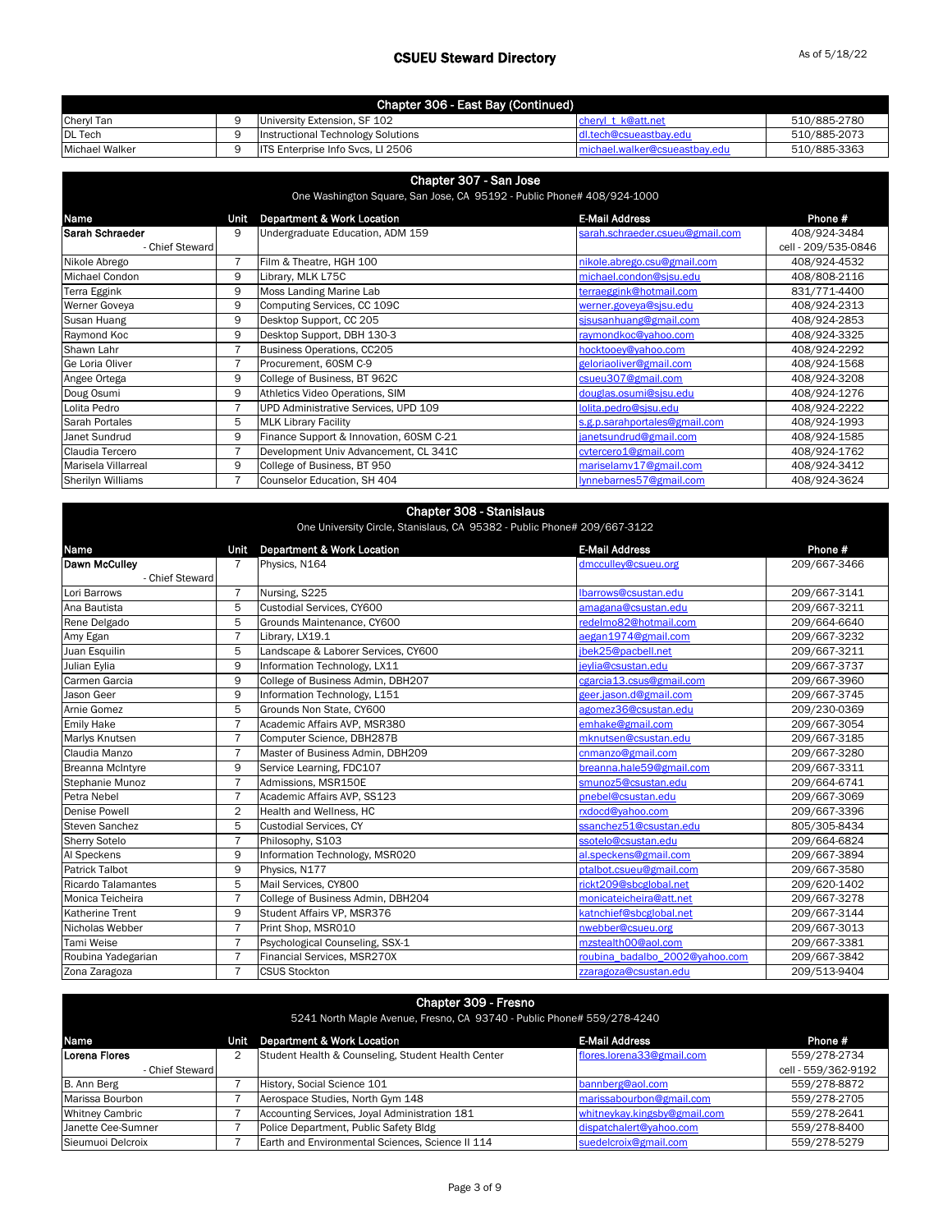# CSUEU Steward Directory

As of 5/18/22

## Chapter 306 - East Bay (Continued)

| Name | Unit | Department & Work Location | E-Mail Address | Phone # |
|---|---|---|---|---|
| Cheryl Tan | 9 | University Extension, SF 102 | cheryl_t_k@att.net | 510/885-2780 |
| DL Tech | 9 | Instructional Technology Solutions | dl.tech@csueastbay.edu | 510/885-2073 |
| Michael Walker | 9 | ITS Enterprise Info Svcs, LI 2506 | michael.walker@csueastbay.edu | 510/885-3363 |

## Chapter 307 - San Jose

One Washington Square, San Jose, CA 95192 - Public Phone# 408/924-1000

| Name | Unit | Department & Work Location | E-Mail Address | Phone # |
|---|---|---|---|---|
| **Sarah Schraeder** - Chief Steward | 9 | Undergraduate Education, ADM 159 | sarah.schraeder.csueu@gmail.com | 408/924-3484 cell - 209/535-0846 |
| Nikole Abrego | 7 | Film & Theatre, HGH 100 | nikole.abrego.csu@gmail.com | 408/924-4532 |
| Michael Condon | 9 | Library, MLK L75C | michael.condon@sjsu.edu | 408/808-2116 |
| Terra Eggink | 9 | Moss Landing Marine Lab | terraeggink@hotmail.com | 831/771-4400 |
| Werner Goveya | 9 | Computing Services, CC 109C | werner.goveya@sjsu.edu | 408/924-2313 |
| Susan Huang | 9 | Desktop Support, CC 205 | sjsusanhuang@gmail.com | 408/924-2853 |
| Raymond Koc | 9 | Desktop Support, DBH 130-3 | raymondkoc@yahoo.com | 408/924-3325 |
| Shawn Lahr | 7 | Business Operations, CC205 | hocktooey@yahoo.com | 408/924-2292 |
| Ge Loria Oliver | 7 | Procurement, 60SM C-9 | geloriaoliver@gmail.com | 408/924-1568 |
| Angee Ortega | 9 | College of Business, BT 962C | csueu307@gmail.com | 408/924-3208 |
| Doug Osumi | 9 | Athletics Video Operations, SIM | douglas.osumi@sjsu.edu | 408/924-1276 |
| Lolita Pedro | 7 | UPD Administrative Services, UPD 109 | lolita.pedro@sjsu.edu | 408/924-2222 |
| Sarah Portales | 5 | MLK Library Facility | s.g.p.sarahportales@gmail.com | 408/924-1993 |
| Janet Sundrud | 9 | Finance Support & Innovation, 60SM C-21 | janetsundrud@gmail.com | 408/924-1585 |
| Claudia Tercero | 7 | Development Univ Advancement, CL 341C | cvtercero1@gmail.com | 408/924-1762 |
| Marisela Villarreal | 9 | College of Business, BT 950 | mariselamv17@gmail.com | 408/924-3412 |
| Sherilyn Williams | 7 | Counselor Education, SH 404 | lynnebarnes57@gmail.com | 408/924-3624 |

## Chapter 308 - Stanislaus

One University Circle, Stanislaus, CA 95382 - Public Phone# 209/667-3122

| Name | Unit | Department & Work Location | E-Mail Address | Phone # |
|---|---|---|---|---|
| **Dawn McCulley** - Chief Steward | 7 | Physics, N164 | dmcculley@csueu.org | 209/667-3466 |
| Lori Barrows | 7 | Nursing, S225 | lbarrows@csustan.edu | 209/667-3141 |
| Ana Bautista | 5 | Custodial Services, CY600 | amagana@csustan.edu | 209/667-3211 |
| Rene Delgado | 5 | Grounds Maintenance, CY600 | redelmo82@hotmail.com | 209/664-6640 |
| Amy Egan | 7 | Library, LX19.1 | aegan1974@gmail.com | 209/667-3232 |
| Juan Esquilin | 5 | Landscape & Laborer Services, CY600 | jbek25@pacbell.net | 209/667-3211 |
| Julian Eylia | 9 | Information Technology, LX11 | jeylia@csustan.edu | 209/667-3737 |
| Carmen Garcia | 9 | College of Business Admin, DBH207 | cgarcia13.csus@gmail.com | 209/667-3960 |
| Jason Geer | 9 | Information Technology, L151 | geer.jason.d@gmail.com | 209/667-3745 |
| Arnie Gomez | 5 | Grounds Non State, CY600 | agomez36@csustan.edu | 209/230-0369 |
| Emily Hake | 7 | Academic Affairs AVP, MSR380 | emhake@gmail.com | 209/667-3054 |
| Marlys Knutsen | 7 | Computer Science, DBH287B | mknutsen@csustan.edu | 209/667-3185 |
| Claudia Manzo | 7 | Master of Business Admin, DBH209 | cnmanzo@gmail.com | 209/667-3280 |
| Breanna McIntyre | 9 | Service Learning, FDC107 | breanna.hale59@gmail.com | 209/667-3311 |
| Stephanie Munoz | 7 | Admissions, MSR150E | smunoz5@csustan.edu | 209/664-6741 |
| Petra Nebel | 7 | Academic Affairs AVP, SS123 | pnebel@csustan.edu | 209/667-3069 |
| Denise Powell | 2 | Health and Wellness, HC | rxdocd@yahoo.com | 209/667-3396 |
| Steven Sanchez | 5 | Custodial Services, CY | ssanchez51@csustan.edu | 805/305-8434 |
| Sherry Sotelo | 7 | Philosophy, S103 | ssotelo@csustan.edu | 209/664-6824 |
| Al Speckens | 9 | Information Technology, MSR020 | al.speckens@gmail.com | 209/667-3894 |
| Patrick Talbot | 9 | Physics, N177 | ptalbot.csueu@gmail.com | 209/667-3580 |
| Ricardo Talamantes | 5 | Mail Services, CY800 | rickt209@sbcglobal.net | 209/620-1402 |
| Monica Teicheira | 7 | College of Business Admin, DBH204 | monicateicheira@att.net | 209/667-3278 |
| Katherine Trent | 9 | Student Affairs VP, MSR376 | katnchief@sbcglobal.net | 209/667-3144 |
| Nicholas Webber | 7 | Print Shop, MSR010 | nwebber@csueu.org | 209/667-3013 |
| Tami Weise | 7 | Psychological Counseling, SSX-1 | mzstealth00@aol.com | 209/667-3381 |
| Roubina Yadegarian | 7 | Financial Services, MSR270X | roubina_badalbo_2002@yahoo.com | 209/667-3842 |
| Zona Zaragoza | 7 | CSUS Stockton | zzaragoza@csustan.edu | 209/513-9404 |

## Chapter 309 - Fresno

5241 North Maple Avenue, Fresno, CA 93740 - Public Phone# 559/278-4240

| Name | Unit | Department & Work Location | E-Mail Address | Phone # |
|---|---|---|---|---|
| **Lorena Flores** - Chief Steward | 2 | Student Health & Counseling, Student Health Center | flores.lorena33@gmail.com | 559/278-2734 cell - 559/362-9192 |
| B. Ann Berg | 7 | History, Social Science 101 | bannberg@aol.com | 559/278-8872 |
| Marissa Bourbon | 7 | Aerospace Studies, North Gym 148 | marissabourbon@gmail.com | 559/278-2705 |
| Whitney Cambric | 7 | Accounting Services, Joyal Administration 181 | whitneykay.kingsby@gmail.com | 559/278-2641 |
| Janette Cee-Sumner | 7 | Police Department, Public Safety Bldg | dispatchalert@yahoo.com | 559/278-8400 |
| Sieumuoi Delcroix | 7 | Earth and Environmental Sciences, Science II 114 | suedelcroix@gmail.com | 559/278-5279 |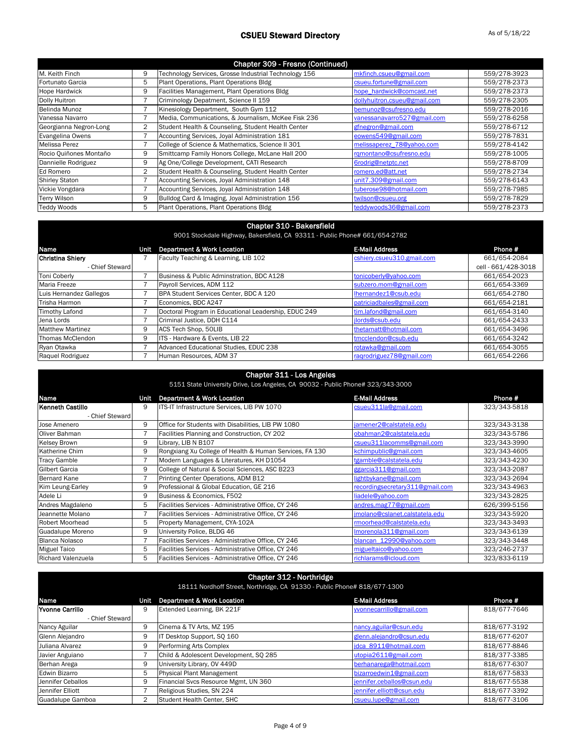# CSUEU Steward Directory

As of 5/18/22

## Chapter 309 - Fresno (Continued)

| Name | Unit | Department & Work Location | E-Mail Address | Phone # |
|---|---|---|---|---|
| M. Keith Finch | 9 | Technology Services, Grosse Industrial Technology 156 | mkfinch.csueu@gmail.com | 559/278-3923 |
| Fortunato Garcia | 5 | Plant Operations, Plant Operations Bldg | csueu.fortune@gmail.com | 559/278-2373 |
| Hope Hardwick | 9 | Facilities Management, Plant Operations Bldg | hope_hardwick@comcast.net | 559/278-2373 |
| Dolly Huitron | 7 | Criminology Depatment, Science II 159 | dollyhuitron.csueu@gmail.com | 559/278-2305 |
| Belinda Munoz | 7 | Kinesiology Department, South Gym 112 | bemunoz@csufresno.edu | 559/278-2016 |
| Vanessa Navarro | 7 | Media, Communications, & Journalism, McKee Fisk 236 | vanessanavarro527@gmail.com | 559/278-6258 |
| Georgianna Negron-Long | 2 | Student Health & Counseling, Student Health Center | gfnegron@gmail.com | 559/278-6712 |
| Evangelina Owens | 7 | Accounting Services, Joyal Administration 181 | eowens549@gmail.com | 559/278-7831 |
| Melissa Perez | 7 | College of Science & Mathematics, Science II 301 | melissaperez_78@yahoo.com | 559/278-4142 |
| Rocio Quiñones Montaño | 9 | Smittcamp Family Honors College, McLane Hall 200 | rqmontano@csufresno.edu | 559/278-1005 |
| Dannielle Rodriguez | 9 | Ag One/College Development, CATI Research | 6rodrig@netptc.net | 559/278-8709 |
| Ed Romero | 2 | Student Health & Counseling, Student Health Center | romero.ed@att.net | 559/278-2734 |
| Shirley Staton | 7 | Accounting Services, Joyal Administration 148 | unit7.309@gmail.com | 559/278-6143 |
| Vickie Vongdara | 7 | Accounting Services, Joyal Administration 148 | tuberose98@hotmail.com | 559/278-7985 |
| Terry Wilson | 9 | Bulldog Card & Imaging, Joyal Administration 156 | twilson@csueu.org | 559/278-7829 |
| Teddy Woods | 5 | Plant Operations, Plant Operations Bldg | teddywoods36@gmail.com | 559/278-2373 |

## Chapter 310 - Bakersfield

9001 Stockdale Highway, Bakersfield, CA 93311 - Public Phone# 661/654-2782

| Name | Unit | Department & Work Location | E-Mail Address | Phone # |
|---|---|---|---|---|
| **Christina Shiery** - Chief Steward | 7 | Faculty Teaching & Learning, LIB 102 | cshiery.csueu310.gmail.com | 661/654-2084<br>cell - 661/428-3018 |
| Toni Coberly | 7 | Business & Public Adminstration, BDC A128 | tonicoberly@yahoo.com | 661/654-2023 |
| Maria Freeze | 7 | Payroll Services, ADM 112 | subzero.mom@gmail.com | 661/654-3369 |
| Luis Hernandez Gallegos | 7 | BPA Student Services Center, BDC A 120 | lhernandez1@csub.edu | 661/654-2780 |
| Trisha Harmon | 7 | Economics, BDC A247 | patriciadbales@gmail.com | 661/654-2181 |
| Timothy Lafond | 7 | Doctoral Program in Educational Leadership, EDUC 249 | tim.lafond@gmail.com | 661/654-3140 |
| Jena Lords | 7 | Criminal Justice, DDH C114 | jlords@csub.edu | 661/654-2433 |
| Matthew Martinez | 9 | ACS Tech Shop, 50LIB | thetamatt@hotmail.com | 661/654-3496 |
| Thomas McClendon | 9 | ITS - Hardware & Events, LIB 22 | tmcclendon@csub.edu | 661/654-3242 |
| Ryan Otawka | 7 | Advanced Educational Studies, EDUC 238 | rotawka@gmail.com | 661/654-3055 |
| Raquel Rodriguez | 7 | Human Resources, ADM 37 | raqrodriguez78@gmail.com | 661/654-2266 |

## Chapter 311 - Los Angeles

5151 State University Drive, Los Angeles, CA 90032 - Public Phone# 323/343-3000

| Name | Unit | Department & Work Location | E-Mail Address | Phone # |
|---|---|---|---|---|
| **Kenneth Castillo** - Chief Steward | 9 | ITS-IT Infrastructure Services, LIB PW 1070 | csueu311la@gmail.com | 323/343-5818 |
| Jose Amenero | 9 | Office for Students with Disabilities, LIB PW 1080 | jamener2@calstatela.edu | 323/343-3138 |
| Oliver Bahman | 7 | Facilities Planning and Construction, CY 202 | obahman2@calstatela.edu | 323/343-5786 |
| Kelsey Brown | 9 | Library, LIB N B107 | csueu311lacomms@gmail.com | 323/343-3990 |
| Katherine Chim | 9 | Rongxiang Xu College of Health & Human Services, FA 130 | kchimpublic@gmail.com | 323/343-4605 |
| Tracy Gamble | 7 | Modern Languages & Literatures, KH D1054 | tgamble@calstatela.edu | 323/343-4230 |
| Gilbert Garcia | 9 | College of Natural & Social Sciences, ASC B223 | ggarcia311@gmail.com | 323/343-2087 |
| Bernard Kane | 7 | Printing Center Operations, ADM B12 | lightbykane@gmail.com | 323/343-2694 |
| Kim Leung-Earley | 9 | Professional & Global Education, GE 216 | recordingsecretary311@gmail.com | 323/343-4963 |
| Adele Li | 9 | Business & Economics, F502 | liadele@yahoo.com | 323/343-2825 |
| Andres Magdaleno | 5 | Facilities Services - Administrative Office, CY 246 | andres.mag77@gmail.com | 626/399-5156 |
| Jeannette Molano | 7 | Facilities Services - Administrative Office, CY 246 | jmolano@cslanet.calstatela.edu | 323/343-5920 |
| Robert Moorhead | 5 | Property Management, CYA-102A | rmoorhead@calstatela.edu | 323/343-3493 |
| Guadalupe Moreno | 9 | University Police, BLDG 46 | lmorenola311@gmail.com | 323/343-6139 |
| Blanca Nolasco | 7 | Facilities Services - Administrative Office, CY 246 | blancan_12990@yahoo.com | 323/343-3448 |
| Miguel Taico | 5 | Facilities Services - Administrative Office, CY 246 | migueltaico@yahoo.com | 323/246-2737 |
| Richard Valenzuela | 5 | Facilities Services - Administrative Office, CY 246 | richlarams@icloud.com | 323/833-6119 |

## Chapter 312 - Northridge

18111 Nordhoff Street, Northridge, CA 91330 - Public Phone# 818/677-1300

| Name | Unit | Department & Work Location | E-Mail Address | Phone # |
|---|---|---|---|---|
| **Yvonne Carrillo** - Chief Steward | 9 | Extended Learning, BK 221F | yvonnecarrillo@gmail.com | 818/677-7646 |
| Nancy Aguilar | 9 | Cinema & TV Arts, MZ 195 | nancy.aguilar@csun.edu | 818/677-3192 |
| Glenn Alejandro | 9 | IT Desktop Support, SQ 160 | glenn.alejandro@csun.edu | 818/677-6207 |
| Juliana Alvarez | 9 | Performing Arts Complex | jdca_8911@hotmail.com | 818/677-8846 |
| Javier Anguiano | 7 | Child & Adolescent Development, SQ 285 | utopia2611@gmail.com | 818/377-3385 |
| Berhan Arega | 9 | University Library, OV 449D | berhanarega@hotmail.com | 818/677-6307 |
| Edwin Bizarro | 5 | Physical Plant Management | bizarroedwin1@gmail.com | 818/677-5833 |
| Jennifer Ceballos | 9 | Financial Svcs Resource Mgmt, UN 360 | jennifer.ceballos@csun.edu | 818/677-5538 |
| Jennifer Elliott | 7 | Religious Studies, SN 224 | jennifer.elliott@csun.edu | 818/677-3392 |
| Guadalupe Gamboa | 2 | Student Health Center, SHC | csueu.lupe@gmail.com | 818/677-3106 |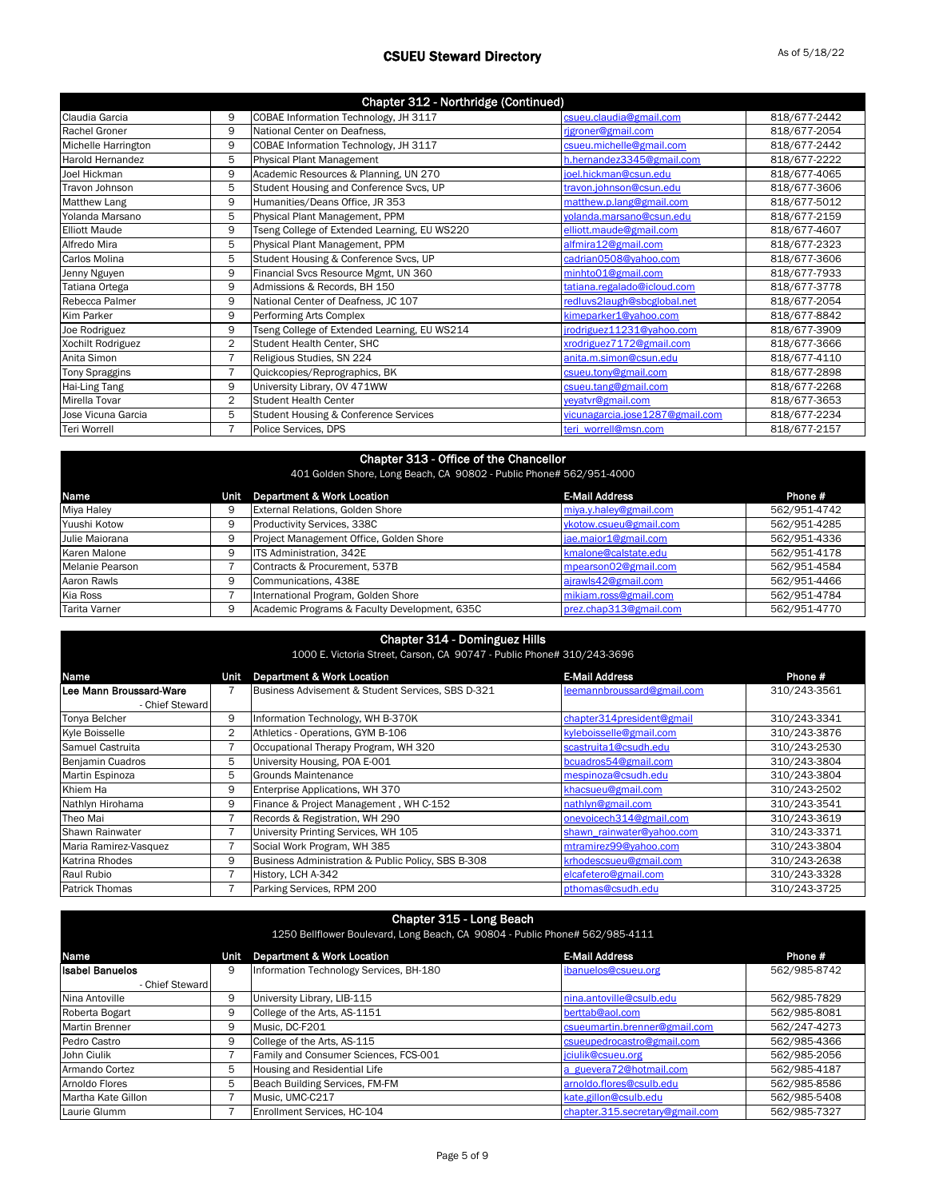# CSUEU Steward Directory

As of 5/18/22

## Chapter 312 - Northridge (Continued)

| Name | Unit | Department & Work Location | E-Mail Address | Phone # |
|---|---|---|---|---|
| Claudia Garcia | 9 | COBAE Information Technology, JH 3117 | csueu.claudia@gmail.com | 818/677-2442 |
| Rachel Groner | 9 | National Center on Deafness, | rjgroner@gmail.com | 818/677-2054 |
| Michelle Harrington | 9 | COBAE Information Technology, JH 3117 | csueu.michelle@gmail.com | 818/677-2442 |
| Harold Hernandez | 5 | Physical Plant Management | h.hernandez3345@gmail.com | 818/677-2222 |
| Joel Hickman | 9 | Academic Resources & Planning, UN 270 | joel.hickman@csun.edu | 818/677-4065 |
| Travon Johnson | 5 | Student Housing and Conference Svcs, UP | travon.johnson@csun.edu | 818/677-3606 |
| Matthew Lang | 9 | Humanities/Deans Office, JR 353 | matthew.p.lang@gmail.com | 818/677-5012 |
| Yolanda Marsano | 5 | Physical Plant Management, PPM | yolanda.marsano@csun.edu | 818/677-2159 |
| Elliott Maude | 9 | Tseng College of Extended Learning, EU WS220 | elliott.maude@gmail.com | 818/677-4607 |
| Alfredo Mira | 5 | Physical Plant Management, PPM | alfmira12@gmail.com | 818/677-2323 |
| Carlos Molina | 5 | Student Housing & Conference Svcs, UP | cadrian0508@yahoo.com | 818/677-3606 |
| Jenny Nguyen | 9 | Financial Svcs Resource Mgmt, UN 360 | minhto01@gmail.com | 818/677-7933 |
| Tatiana Ortega | 9 | Admissions & Records, BH 150 | tatiana.regalado@icloud.com | 818/677-3778 |
| Rebecca Palmer | 9 | National Center of Deafness, JC 107 | redluvs2laugh@sbcglobal.net | 818/677-2054 |
| Kim Parker | 9 | Performing Arts Complex | kimeparker1@yahoo.com | 818/677-8842 |
| Joe Rodriguez | 9 | Tseng College of Extended Learning, EU WS214 | jrodriguez11231@yahoo.com | 818/677-3909 |
| Xochilt Rodriguez | 2 | Student Health Center, SHC | xrodriguez7172@gmail.com | 818/677-3666 |
| Anita Simon | 7 | Religious Studies, SN 224 | anita.m.simon@csun.edu | 818/677-4110 |
| Tony Spraggins | 7 | Quickcopies/Reprographics, BK | csueu.tony@gmail.com | 818/677-2898 |
| Hai-Ling Tang | 9 | University Library, OV 471WW | csueu.tang@gmail.com | 818/677-2268 |
| Mirella Tovar | 2 | Student Health Center | yeyatvr@gmail.com | 818/677-3653 |
| Jose Vicuna Garcia | 5 | Student Housing & Conference Services | vicunagarcia.jose1287@gmail.com | 818/677-2234 |
| Teri Worrell | 7 | Police Services, DPS | teri_worrell@msn.com | 818/677-2157 |

## Chapter 313 - Office of the Chancellor

401 Golden Shore, Long Beach, CA 90802 - Public Phone# 562/951-4000

| Name | Unit | Department & Work Location | E-Mail Address | Phone # |
|---|---|---|---|---|
| Miya Haley | 9 | External Relations, Golden Shore | miya.y.haley@gmail.com | 562/951-4742 |
| Yuushi Kotow | 9 | Productivity Services, 338C | ykotow.csueu@gmail.com | 562/951-4285 |
| Julie Maiorana | 9 | Project Management Office, Golden Shore | jae.maior1@gmail.com | 562/951-4336 |
| Karen Malone | 9 | ITS Administration, 342E | kmalone@calstate.edu | 562/951-4178 |
| Melanie Pearson | 7 | Contracts & Procurement, 537B | mpearson02@gmail.com | 562/951-4584 |
| Aaron Rawls | 9 | Communications, 438E | ajrawls42@gmail.com | 562/951-4466 |
| Kia Ross | 7 | International Program, Golden Shore | mikiam.ross@gmail.com | 562/951-4784 |
| Tarita Varner | 9 | Academic Programs & Faculty Development, 635C | prez.chap313@gmail.com | 562/951-4770 |

## Chapter 314 - Dominguez Hills

1000 E. Victoria Street, Carson, CA 90747 - Public Phone# 310/243-3696

| Name | Unit | Department & Work Location | E-Mail Address | Phone # |
|---|---|---|---|---|
| **Lee Mann Broussard-Ware** - Chief Steward | 7 | Business Advisement & Student Services, SBS D-321 | leemannbroussard@gmail.com | 310/243-3561 |
| Tonya Belcher | 9 | Information Technology, WH B-370K | chapter314president@gmail | 310/243-3341 |
| Kyle Boisselle | 2 | Athletics - Operations, GYM B-106 | kyleboisselle@gmail.com | 310/243-3876 |
| Samuel Castruita | 7 | Occupational Therapy Program, WH 320 | scastruita1@csudh.edu | 310/243-2530 |
| Benjamin Cuadros | 5 | University Housing, POA E-001 | bcuadros54@gmail.com | 310/243-3804 |
| Martin Espinoza | 5 | Grounds Maintenance | mespinoza@csudh.edu | 310/243-3804 |
| Khiem Ha | 9 | Enterprise Applications, WH 370 | khacsueu@gmail.com | 310/243-2502 |
| Nathlyn Hirohama | 9 | Finance & Project Management , WH C-152 | nathlyn@gmail.com | 310/243-3541 |
| Theo Mai | 7 | Records & Registration, WH 290 | onevoicech314@gmail.com | 310/243-3619 |
| Shawn Rainwater | 7 | University Printing Services, WH 105 | shawn_rainwater@yahoo.com | 310/243-3371 |
| Maria Ramirez-Vasquez | 7 | Social Work Program, WH 385 | mtramirez99@yahoo.com | 310/243-3804 |
| Katrina Rhodes | 9 | Business Administration & Public Policy, SBS B-308 | krhodescsueu@gmail.com | 310/243-2638 |
| Raul Rubio | 7 | History, LCH A-342 | elcafetero@gmail.com | 310/243-3328 |
| Patrick Thomas | 7 | Parking Services, RPM 200 | pthomas@csudh.edu | 310/243-3725 |

## Chapter 315 - Long Beach

1250 Bellflower Boulevard, Long Beach, CA 90804 - Public Phone# 562/985-4111

| Name | Unit | Department & Work Location | E-Mail Address | Phone # |
|---|---|---|---|---|
| **Isabel Banuelos** - Chief Steward | 9 | Information Technology Services, BH-180 | ibanuelos@csueu.org | 562/985-8742 |
| Nina Antoville | 9 | University Library, LIB-115 | nina.antoville@csulb.edu | 562/985-7829 |
| Roberta Bogart | 9 | College of the Arts, AS-1151 | berttab@aol.com | 562/985-8081 |
| Martin Brenner | 9 | Music, DC-F201 | csueumartin.brenner@gmail.com | 562/247-4273 |
| Pedro Castro | 9 | College of the Arts, AS-115 | csueupedrocastro@gmail.com | 562/985-4366 |
| John Ciulik | 7 | Family and Consumer Sciences, FCS-001 | jciulik@csueu.org | 562/985-2056 |
| Armando Cortez | 5 | Housing and Residential Life | a_guevera72@hotmail.com | 562/985-4187 |
| Arnoldo Flores | 5 | Beach Building Services, FM-FM | arnoldo.flores@csulb.edu | 562/985-8586 |
| Martha Kate Gillon | 7 | Music, UMC-C217 | kate.gillon@csulb.edu | 562/985-5408 |
| Laurie Glumm | 7 | Enrollment Services, HC-104 | chapter.315.secretary@gmail.com | 562/985-7327 |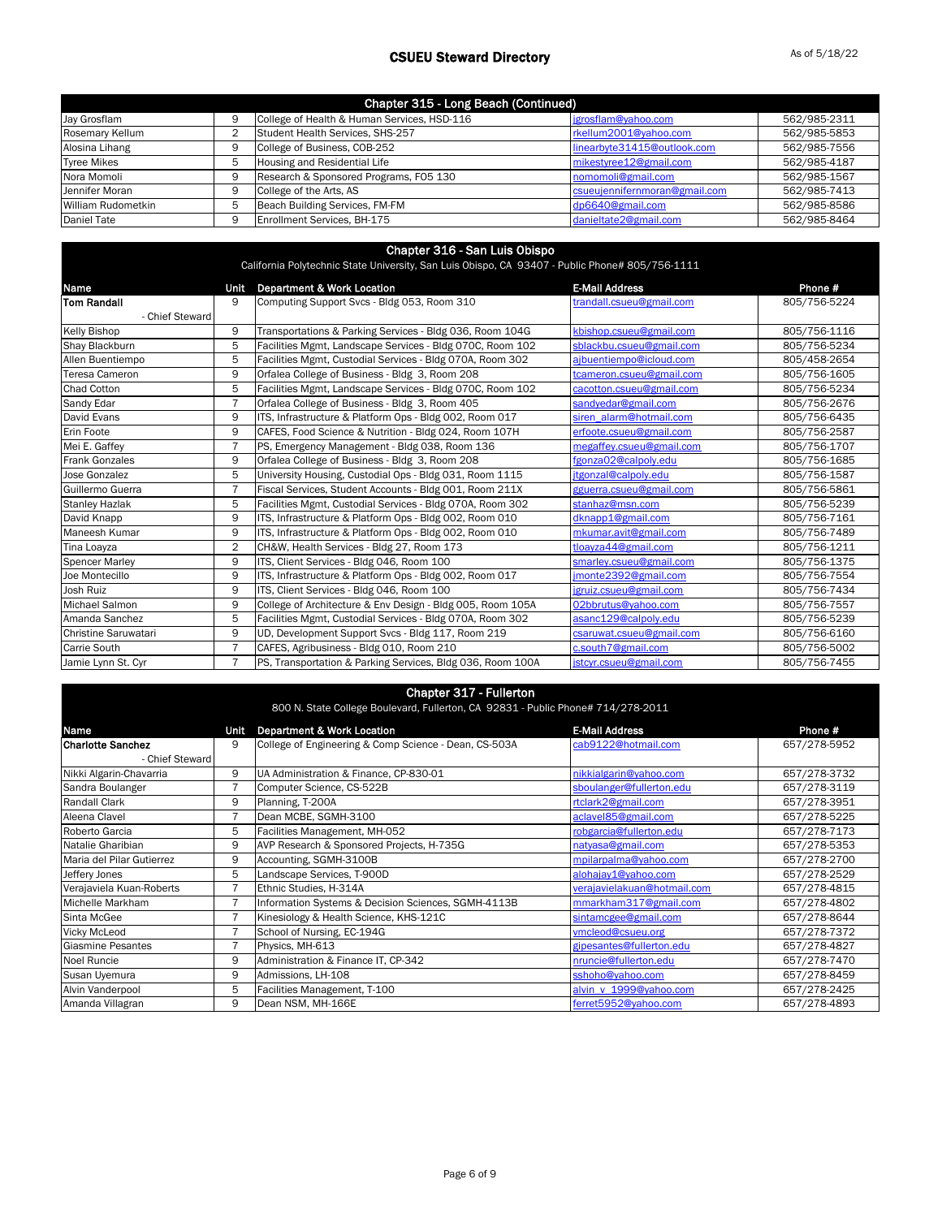# CSUEU Steward Directory

As of 5/18/22

## Chapter 315 - Long Beach (Continued)

| Name | Unit | Department & Work Location | E-Mail Address | Phone # |
|---|---|---|---|---|
| Jay Grosflam | 9 | College of Health & Human Services, HSD-116 | jgrosflam@yahoo.com | 562/985-2311 |
| Rosemary Kellum | 2 | Student Health Services, SHS-257 | rkellum2001@yahoo.com | 562/985-5853 |
| Alosina Lihang | 9 | College of Business, COB-252 | linearbyte31415@outlook.com | 562/985-7556 |
| Tyree Mikes | 5 | Housing and Residential Life | mikestyree12@gmail.com | 562/985-4187 |
| Nora Momoli | 9 | Research & Sponsored Programs, FO5 130 | nomomoli@gmail.com | 562/985-1567 |
| Jennifer Moran | 9 | College of the Arts, AS | csueujennifernmoran@gmail.com | 562/985-7413 |
| William Rudometkin | 5 | Beach Building Services, FM-FM | dp6640@gmail.com | 562/985-8586 |
| Daniel Tate | 9 | Enrollment Services, BH-175 | danieltate2@gmail.com | 562/985-8464 |

## Chapter 316 - San Luis Obispo

California Polytechnic State University, San Luis Obispo, CA 93407 - Public Phone# 805/756-1111

| Name | Unit | Department & Work Location | E-Mail Address | Phone # |
|---|---|---|---|---|
| **Tom Randall** - Chief Steward | 9 | Computing Support Svcs - Bldg 053, Room 310 | trandall.csueu@gmail.com | 805/756-5224 |
| Kelly Bishop | 9 | Transportations & Parking Services - Bldg 036, Room 104G | kbishop.csueu@gmail.com | 805/756-1116 |
| Shay Blackburn | 5 | Facilities Mgmt, Landscape Services - Bldg 070C, Room 102 | sblackbu.csueu@gmail.com | 805/756-5234 |
| Allen Buentiempo | 5 | Facilities Mgmt, Custodial Services - Bldg 070A, Room 302 | ajbuentiempo@icloud.com | 805/458-2654 |
| Teresa Cameron | 9 | Orfalea College of Business - Bldg 3, Room 208 | tcameron.csueu@gmail.com | 805/756-1605 |
| Chad Cotton | 5 | Facilities Mgmt, Landscape Services - Bldg 070C, Room 102 | cacotton.csueu@gmail.com | 805/756-5234 |
| Sandy Edar | 7 | Orfalea College of Business - Bldg 3, Room 405 | sandyedar@gmail.com | 805/756-2676 |
| David Evans | 9 | ITS, Infrastructure & Platform Ops - Bldg 002, Room 017 | siren_alarm@hotmail.com | 805/756-6435 |
| Erin Foote | 9 | CAFES, Food Science & Nutrition - Bldg 024, Room 107H | erfoote.csueu@gmail.com | 805/756-2587 |
| Mei E. Gaffey | 7 | PS, Emergency Management - Bldg 038, Room 136 | megaffey.csueu@gmail.com | 805/756-1707 |
| Frank Gonzales | 9 | Orfalea College of Business - Bldg 3, Room 208 | fgonza02@calpoly.edu | 805/756-1685 |
| Jose Gonzalez | 5 | University Housing, Custodial Ops - Bldg 031, Room 1115 | jtgonzal@calpoly.edu | 805/756-1587 |
| Guillermo Guerra | 7 | Fiscal Services, Student Accounts - Bldg 001, Room 211X | gguerra.csueu@gmail.com | 805/756-5861 |
| Stanley Hazlak | 5 | Facilities Mgmt, Custodial Services - Bldg 070A, Room 302 | stanhaz@msn.com | 805/756-5239 |
| David Knapp | 9 | ITS, Infrastructure & Platform Ops - Bldg 002, Room 010 | dknapp1@gmail.com | 805/756-7161 |
| Maneesh Kumar | 9 | ITS, Infrastructure & Platform Ops - Bldg 002, Room 010 | mkumar.avit@gmail.com | 805/756-7489 |
| Tina Loayza | 2 | CH&W, Health Services - Bldg 27, Room 173 | tloayza44@gmail.com | 805/756-1211 |
| Spencer Marley | 9 | ITS, Client Services - Bldg 046, Room 100 | smarley.csueu@gmail.com | 805/756-1375 |
| Joe Montecillo | 9 | ITS, Infrastructure & Platform Ops - Bldg 002, Room 017 | jmonte2392@gmail.com | 805/756-7554 |
| Josh Ruiz | 9 | ITS, Client Services - Bldg 046, Room 100 | jgruiz.csueu@gmail.com | 805/756-7434 |
| Michael Salmon | 9 | College of Architecture & Env Design - Bldg 005, Room 105A | 02bbrutus@yahoo.com | 805/756-7557 |
| Amanda Sanchez | 5 | Facilities Mgmt, Custodial Services - Bldg 070A, Room 302 | asanc129@calpoly.edu | 805/756-5239 |
| Christine Saruwatari | 9 | UD, Development Support Svcs - Bldg 117, Room 219 | csaruwat.csueu@gmail.com | 805/756-6160 |
| Carrie South | 7 | CAFES, Agribusiness - Bldg 010, Room 210 | c.south7@gmail.com | 805/756-5002 |
| Jamie Lynn St. Cyr | 7 | PS, Transportation & Parking Services, Bldg 036, Room 100A | jstcyr.csueu@gmail.com | 805/756-7455 |

## Chapter 317 - Fullerton

800 N. State College Boulevard, Fullerton, CA 92831 - Public Phone# 714/278-2011

| Name | Unit | Department & Work Location | E-Mail Address | Phone # |
|---|---|---|---|---|
| **Charlotte Sanchez** - Chief Steward | 9 | College of Engineering & Comp Science - Dean, CS-503A | cab9122@hotmail.com | 657/278-5952 |
| Nikki Algarin-Chavarria | 9 | UA Administration & Finance, CP-830-01 | nikkialgarin@yahoo.com | 657/278-3732 |
| Sandra Boulanger | 7 | Computer Science, CS-522B | sboulanger@fullerton.edu | 657/278-3119 |
| Randall Clark | 9 | Planning, T-200A | rtclark2@gmail.com | 657/278-3951 |
| Aleena Clavel | 7 | Dean MCBE, SGMH-3100 | aclavel85@gmail.com | 657/278-5225 |
| Roberto Garcia | 5 | Facilities Management, MH-052 | robgarcia@fullerton.edu | 657/278-7173 |
| Natalie Gharibian | 9 | AVP Research & Sponsored Projects, H-735G | natyasa@gmail.com | 657/278-5353 |
| Maria del Pilar Gutierrez | 9 | Accounting, SGMH-3100B | mpilarpalma@yahoo.com | 657/278-2700 |
| Jeffery Jones | 5 | Landscape Services, T-900D | alohajay1@yahoo.com | 657/278-2529 |
| Verajaviela Kuan-Roberts | 7 | Ethnic Studies, H-314A | verajavielakuan@hotmail.com | 657/278-4815 |
| Michelle Markham | 7 | Information Systems & Decision Sciences, SGMH-4113B | mmarkham317@gmail.com | 657/278-4802 |
| Sinta McGee | 7 | Kinesiology & Health Science, KHS-121C | sintamcgee@gmail.com | 657/278-8644 |
| Vicky McLeod | 7 | School of Nursing, EC-194G | vmcleod@csueu.org | 657/278-7372 |
| Giasmine Pesantes | 7 | Physics, MH-613 | gipesantes@fullerton.edu | 657/278-4827 |
| Noel Runcie | 9 | Administration & Finance IT, CP-342 | nruncie@fullerton.edu | 657/278-7470 |
| Susan Uyemura | 9 | Admissions, LH-108 | sshoho@yahoo.com | 657/278-8459 |
| Alvin Vanderpool | 5 | Facilities Management, T-100 | alvin_v_1999@yahoo.com | 657/278-2425 |
| Amanda Villagran | 9 | Dean NSM, MH-166E | ferret5952@yahoo.com | 657/278-4893 |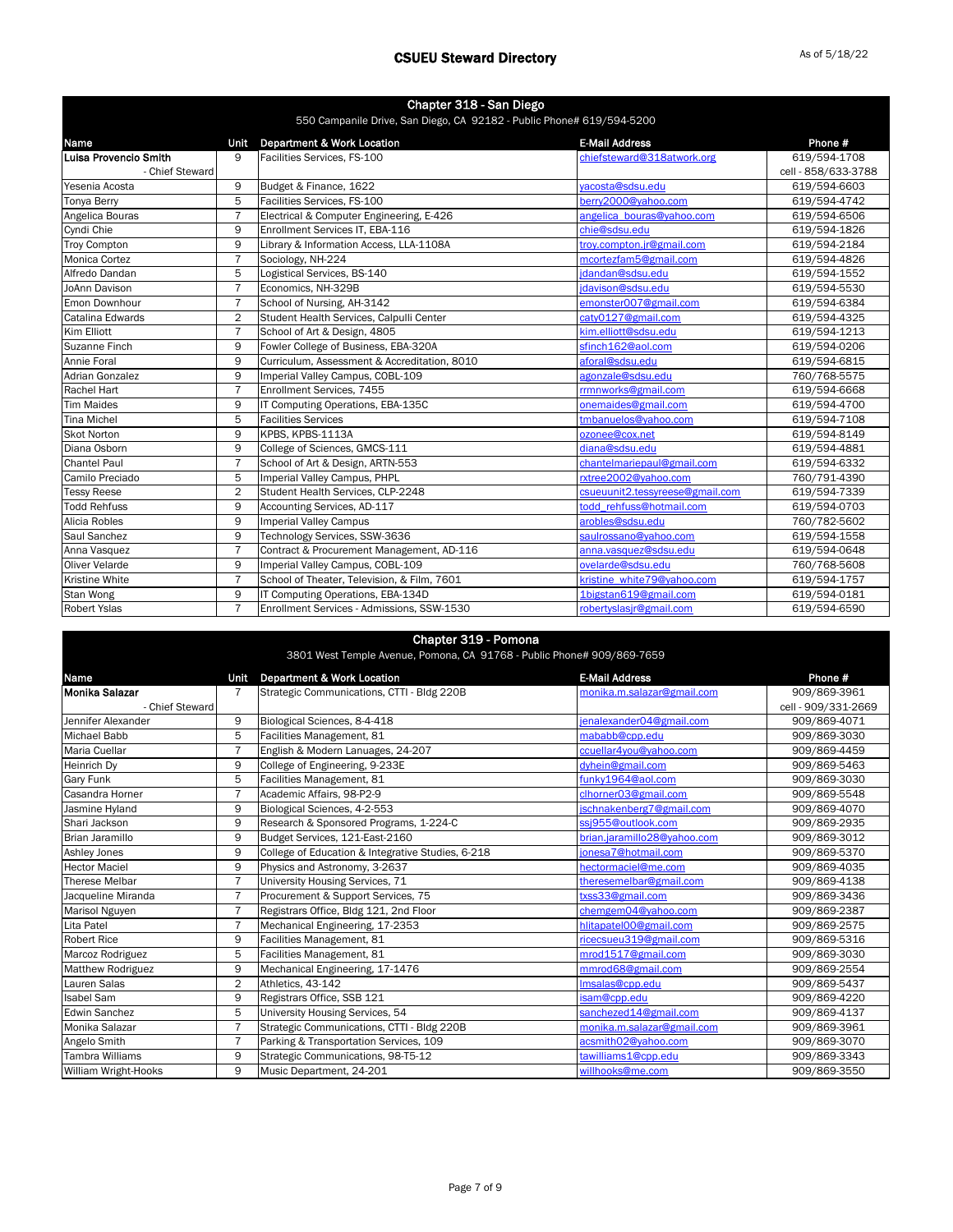# CSUEU Steward Directory

As of 5/18/22

## Chapter 318 - San Diego

550 Campanile Drive, San Diego, CA 92182 - Public Phone# 619/594-5200

| Name | Unit | Department & Work Location | E-Mail Address | Phone # |
|---|---|---|---|---|
| **Luisa Provencio Smith** - Chief Steward | 9 | Facilities Services, FS-100 | chiefsteward@318atwork.org | 619/594-1708 cell - 858/633-3788 |
| Yesenia Acosta | 9 | Budget & Finance, 1622 | yacosta@sdsu.edu | 619/594-6603 |
| Tonya Berry | 5 | Facilities Services, FS-100 | berry2000@yahoo.com | 619/594-4742 |
| Angelica Bouras | 7 | Electrical & Computer Engineering, E-426 | angelica_bouras@yahoo.com | 619/594-6506 |
| Cyndi Chie | 9 | Enrollment Services IT, EBA-116 | chie@sdsu.edu | 619/594-1826 |
| Troy Compton | 9 | Library & Information Access, LLA-1108A | troy.compton.jr@gmail.com | 619/594-2184 |
| Monica Cortez | 7 | Sociology, NH-224 | mcortezfam5@gmail.com | 619/594-4826 |
| Alfredo Dandan | 5 | Logistical Services, BS-140 | jdandan@sdsu.edu | 619/594-1552 |
| JoAnn Davison | 7 | Economics, NH-329B | jdavison@sdsu.edu | 619/594-5530 |
| Emon Downhour | 7 | School of Nursing, AH-3142 | emonster007@gmail.com | 619/594-6384 |
| Catalina Edwards | 2 | Student Health Services, Calpulli Center | caty0127@gmail.com | 619/594-4325 |
| Kim Elliott | 7 | School of Art & Design, 4805 | kim.elliott@sdsu.edu | 619/594-1213 |
| Suzanne Finch | 9 | Fowler College of Business, EBA-320A | sfinch162@aol.com | 619/594-0206 |
| Annie Foral | 9 | Curriculum, Assessment & Accreditation, 8010 | aforal@sdsu.edu | 619/594-6815 |
| Adrian Gonzalez | 9 | Imperial Valley Campus, COBL-109 | agonzale@sdsu.edu | 760/768-5575 |
| Rachel Hart | 7 | Enrollment Services, 7455 | rrmnworks@gmail.com | 619/594-6668 |
| Tim Maides | 9 | IT Computing Operations, EBA-135C | onemaides@gmail.com | 619/594-4700 |
| Tina Michel | 5 | Facilities Services | tmbanuelos@yahoo.com | 619/594-7108 |
| Skot Norton | 9 | KPBS, KPBS-1113A | ozonee@cox.net | 619/594-8149 |
| Diana Osborn | 9 | College of Sciences, GMCS-111 | diana@sdsu.edu | 619/594-4881 |
| Chantel Paul | 7 | School of Art & Design, ARTN-553 | chantelmariepaul@gmail.com | 619/594-6332 |
| Camilo Preciado | 5 | Imperial Valley Campus, PHPL | rxtree2002@yahoo.com | 760/791-4390 |
| Tessy Reese | 2 | Student Health Services, CLP-2248 | csueuunit2.tessyreese@gmail.com | 619/594-7339 |
| Todd Rehfuss | 9 | Accounting Services, AD-117 | todd_rehfuss@hotmail.com | 619/594-0703 |
| Alicia Robles | 9 | Imperial Valley Campus | arobles@sdsu.edu | 760/782-5602 |
| Saul Sanchez | 9 | Technology Services, SSW-3636 | saulrossano@yahoo.com | 619/594-1558 |
| Anna Vasquez | 7 | Contract & Procurement Management, AD-116 | anna.vasquez@sdsu.edu | 619/594-0648 |
| Oliver Velarde | 9 | Imperial Valley Campus, COBL-109 | ovelarde@sdsu.edu | 760/768-5608 |
| Kristine White | 7 | School of Theater, Television, & Film, 7601 | kristine_white79@yahoo.com | 619/594-1757 |
| Stan Wong | 9 | IT Computing Operations, EBA-134D | 1bigstan619@gmail.com | 619/594-0181 |
| Robert Yslas | 7 | Enrollment Services - Admissions, SSW-1530 | robertyslasjr@gmail.com | 619/594-6590 |

## Chapter 319 - Pomona

3801 West Temple Avenue, Pomona, CA 91768 - Public Phone# 909/869-7659

| Name | Unit | Department & Work Location | E-Mail Address | Phone # |
|---|---|---|---|---|
| **Monika Salazar** - Chief Steward | 7 | Strategic Communications, CTTI - Bldg 220B | monika.m.salazar@gmail.com | 909/869-3961 cell - 909/331-2669 |
| Jennifer Alexander | 9 | Biological Sciences, 8-4-418 | jenalexander04@gmail.com | 909/869-4071 |
| Michael Babb | 5 | Facilities Management, 81 | mababb@cpp.edu | 909/869-3030 |
| Maria Cuellar | 7 | English & Modern Lanuages, 24-207 | ccuellar4you@yahoo.com | 909/869-4459 |
| Heinrich Dy | 9 | College of Engineering, 9-233E | dyhein@gmail.com | 909/869-5463 |
| Gary Funk | 5 | Facilities Management, 81 | funky1964@aol.com | 909/869-3030 |
| Casandra Horner | 7 | Academic Affairs, 98-P2-9 | clhorner03@gmail.com | 909/869-5548 |
| Jasmine Hyland | 9 | Biological Sciences, 4-2-553 | jschnakenberg7@gmail.com | 909/869-4070 |
| Shari Jackson | 9 | Research & Sponsored Programs, 1-224-C | ssj955@outlook.com | 909/869-2935 |
| Brian Jaramillo | 9 | Budget Services, 121-East-2160 | brian.jaramillo28@yahoo.com | 909/869-3012 |
| Ashley Jones | 9 | College of Education & Integrative Studies, 6-218 | jonesa7@hotmail.com | 909/869-5370 |
| Hector Maciel | 9 | Physics and Astronomy, 3-2637 | hectormaciel@me.com | 909/869-4035 |
| Therese Melbar | 7 | University Housing Services, 71 | theresemelbar@gmail.com | 909/869-4138 |
| Jacqueline Miranda | 7 | Procurement & Support Services, 75 | txss33@gmail.com | 909/869-3436 |
| Marisol Nguyen | 7 | Registrars Office, Bldg 121, 2nd Floor | chemgem04@yahoo.com | 909/869-2387 |
| Lita Patel | 7 | Mechanical Engineering, 17-2353 | hlitapatel00@gmail.com | 909/869-2575 |
| Robert Rice | 9 | Facilities Management, 81 | ricecsueu319@gmail.com | 909/869-5316 |
| Marcoz Rodriguez | 5 | Facilities Management, 81 | mrod1517@gmail.com | 909/869-3030 |
| Matthew Rodriguez | 9 | Mechanical Engineering, 17-1476 | mmrod68@gmail.com | 909/869-2554 |
| Lauren Salas | 2 | Athletics, 43-142 | lmsalas@cpp.edu | 909/869-5437 |
| Isabel Sam | 9 | Registrars Office, SSB 121 | isam@cpp.edu | 909/869-4220 |
| Edwin Sanchez | 5 | University Housing Services, 54 | sanchezed14@gmail.com | 909/869-4137 |
| Monika Salazar | 7 | Strategic Communications, CTTI - Bldg 220B | monika.m.salazar@gmail.com | 909/869-3961 |
| Angelo Smith | 7 | Parking & Transportation Services, 109 | acsmith02@yahoo.com | 909/869-3070 |
| Tambra Williams | 9 | Strategic Communications, 98-T5-12 | tawilliams1@cpp.edu | 909/869-3343 |
| William Wright-Hooks | 9 | Music Department, 24-201 | willhooks@me.com | 909/869-3550 |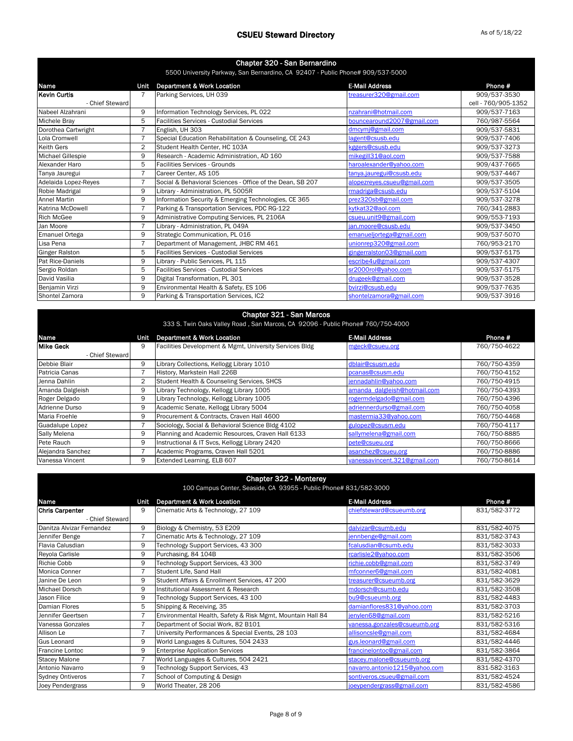# CSUEU Steward Directory

As of 5/18/22

## Chapter 320 - San Bernardino

5500 University Parkway, San Bernardino, CA 92407 - Public Phone# 909/537-5000

| Name | Unit | Department & Work Location | E-Mail Address | Phone # |
|---|---|---|---|---|
| **Kevin Curtis** - Chief Steward | 7 | Parking Services, UH 039 | treasurer320@gmail.com | 909/537-3530 cell - 760/905-1352 |
| Nabeel Alzahrani | 9 | Information Technology Services, PL 022 | nzahrani@hotmail.com | 909/537-7163 |
| Michele Bray | 5 | Facilities Services - Custodial Services | bouncearound2007@gmail.com | 760/987-5564 |
| Dorothea Cartwright | 7 | English, UH 303 | dmcymj@gmail.com | 909/537-5831 |
| Lola Cromwell | 7 | Special Education Rehabilitation & Counseling, CE 243 | lagent@csusb.edu | 909/537-7406 |
| Keith Gers | 2 | Student Health Center, HC 103A | kggers@csusb.edu | 909/537-3273 |
| Michael Gillespie | 9 | Research - Academic Administration, AD 160 | mikegill31@aol.com | 909/537-7588 |
| Alexander Haro | 5 | Facilities Services - Grounds | haroalexander@yahoo.com | 909/437-7665 |
| Tanya Jauregui | 7 | Career Center, AS 105 | tanya.jauregui@csusb.edu | 909/537-4467 |
| Adelaida Lopez-Reyes | 7 | Social & Behavioral Sciences - Office of the Dean, SB 207 | alopezreyes.csueu@gmail.com | 909/537-3505 |
| Robie Madrigal | 9 | Library - Administration, PL 5005R | rmadriga@csusb.edu | 909/537-5104 |
| Annel Martin | 9 | Information Security & Emerging Technologies, CE 365 | prez320sb@gmail.com | 909/537-3278 |
| Katrina McDowell | 7 | Parking & Transportation Services, PDC RG-122 | kytkat32@aol.com | 760/341-2883 |
| Rich McGee | 9 | Administrative Computing Services, PL 2106A | csueu.unit9@gmail.com | 909/553-7193 |
| Jan Moore | 7 | Library - Administration, PL 049A | jan.moore@csusb.edu | 909/537-3450 |
| Emanuel Ortega | 9 | Strategic Communication, PL 016 | emanueljortega@gmail.com | 909/537-5070 |
| Lisa Pena | 7 | Department of Management, JHBC RM 461 | unionrep320@gmail.com | 760/953-2170 |
| Ginger Ralston | 5 | Facilities Services - Custodial Services | gingerralston03@gmail.com | 909/537-5175 |
| Pat Rice-Daniels | 9 | Library - Public Services, PL 115 | escribe4u@gmail.com | 909/537-4307 |
| Sergio Roldan | 5 | Facilities Services - Custodial Services | sr2000rol@yahoo.com | 909/537-5175 |
| David Vasilia | 9 | Digital Transformation, PL 301 | drugeek@gmail.com | 909/537-3528 |
| Benjamin Virzi | 9 | Environmental Health & Safety, ES 106 | bvirzi@csusb.edu | 909/537-7635 |
| Shontel Zamora | 9 | Parking & Transportation Services, IC2 | shontelzamora@gmail.com | 909/537-3916 |

## Chapter 321 - San Marcos

333 S. Twin Oaks Valley Road , San Marcos, CA 92096 - Public Phone# 760/750-4000

| Name | Unit | Department & Work Location | E-Mail Address | Phone # |
|---|---|---|---|---|
| **Mike Geck** - Chief Steward | 9 | Facilities Development & Mgmt, University Services Bldg | mgeck@csueu.org | 760/750-4622 |
| Debbie Blair | 9 | Library Collections, Kellogg Library 1010 | dblair@csusm.edu | 760/750-4359 |
| Patricia Canas | 7 | History, Markstein Hall 226B | pcanas@csusm.edu | 760/750-4152 |
| Jenna Dahlin | 2 | Student Health & Counseling Services, SHCS | jennadahlin@yahoo.com | 760/750-4915 |
| Amanda Dalgleish | 9 | Library Technology, Kellogg Library 1005 | amanda_dalgleish@hotmail.com | 760/750-4393 |
| Roger Delgado | 9 | Library Technology, Kellogg Library 1005 | rogermdelgado@gmail.com | 760/750-4396 |
| Adrienne Durso | 9 | Academic Senate, Kellogg Library 5004 | adriennerdurso@gmail.com | 760/750-4058 |
| Maria Froehle | 9 | Procurement & Contracts, Craven Hall 4600 | mastermia33@yahoo.com | 760/750-4468 |
| Guadalupe Lopez | 7 | Sociology, Social & Behavioral Science Bldg 4102 | gulopez@csusm.edu | 760/750-4117 |
| Sally Melena | 9 | Planning and Academic Resources, Craven Hall 6133 | sallymelena@gmail.com | 760/750-8885 |
| Pete Rauch | 9 | Instructional & IT Svcs, Kellogg Library 2420 | pete@csueu.org | 760/750-8666 |
| Alejandra Sanchez | 7 | Academic Programs, Craven Hall 5201 | asanchez@csueu.org | 760/750-8886 |
| Vanessa Vincent | 9 | Extended Learning, ELB 607 | vanessavincent.321@gmail.com | 760/750-8614 |

## Chapter 322 - Monterey

100 Campus Center, Seaside, CA 93955 - Public Phone# 831/582-3000

| Name | Unit | Department & Work Location | E-Mail Address | Phone # |
|---|---|---|---|---|
| **Chris Carpenter** - Chief Steward | 9 | Cinematic Arts & Technology, 27 109 | chiefsteward@csueumb.org | 831/582-3772 |
| Danitza Alvizar Fernandez | 9 | Biology & Chemistry, 53 E209 | dalvizar@csumb.edu | 831/582-4075 |
| Jennifer Benge | 7 | Cinematic Arts & Technology, 27 109 | jennbenge@gmail.com | 831/582-3743 |
| Flavia Calusdian | 9 | Technology Support Services, 43 300 | fcalusdian@csumb.edu | 831/582-3033 |
| Reyola Carlisle | 9 | Purchasing, 84 104B | rcarlisle2@yahoo.com | 831/582-3506 |
| Richie Cobb | 9 | Technology Support Services, 43 300 | richie.cobb@gmail.com | 831/582-3749 |
| Monica Conner | 7 | Student Life, Sand Hall | mfconner6@gmail.com | 831/582-4081 |
| Janine De Leon | 9 | Student Affairs & Enrollment Services, 47 200 | treasurer@csueumb.org | 831/582-3629 |
| Michael Dorsch | 9 | Institutional Assessment & Research | mdorsch@csumb.edu | 831/582-3508 |
| Jason Filice | 9 | Technology Support Services, 43 100 | bu9@csueumb.org | 831/582-4483 |
| Damian Flores | 5 | Shipping & Receiving, 35 | damianflores831@yahoo.com | 831/582-3703 |
| Jennifer Geertsen | 7 | Environmental Health, Safety & Risk Mgmt, Mountain Hall 84 | jenylen68@gmail.com | 831/582-5216 |
| Vanessa Gonzales | 7 | Department of Social Work, 82 B101 | vanessa.gonzales@csueumb.org | 831/582-5316 |
| Allison Le | 7 | University Performances & Special Events, 28 103 | allisoncsle@gmail.com | 831/582-4684 |
| Gus Leonard | 9 | World Languages & Cultures, 504 2433 | gus.leonard@gmail.com | 831/582-4446 |
| Francine Lontoc | 9 | Enterprise Application Services | francinelontoc@gmail.com | 831/582-3864 |
| Stacey Malone | 7 | World Languages & Cultures, 504 2421 | stacey.malone@csueumb.org | 831/582-4370 |
| Antonio Navarro | 9 | Technology Support Services, 43 | navarro.antonio1215@yahoo.com | 831-582-3163 |
| Sydney Ontiveros | 7 | School of Computing & Design | sontiveros.csueu@gmail.com | 831/582-4524 |
| Joey Pendergrass | 9 | World Theater, 28 206 | joeypendergrass@gmail.com | 831/582-4586 |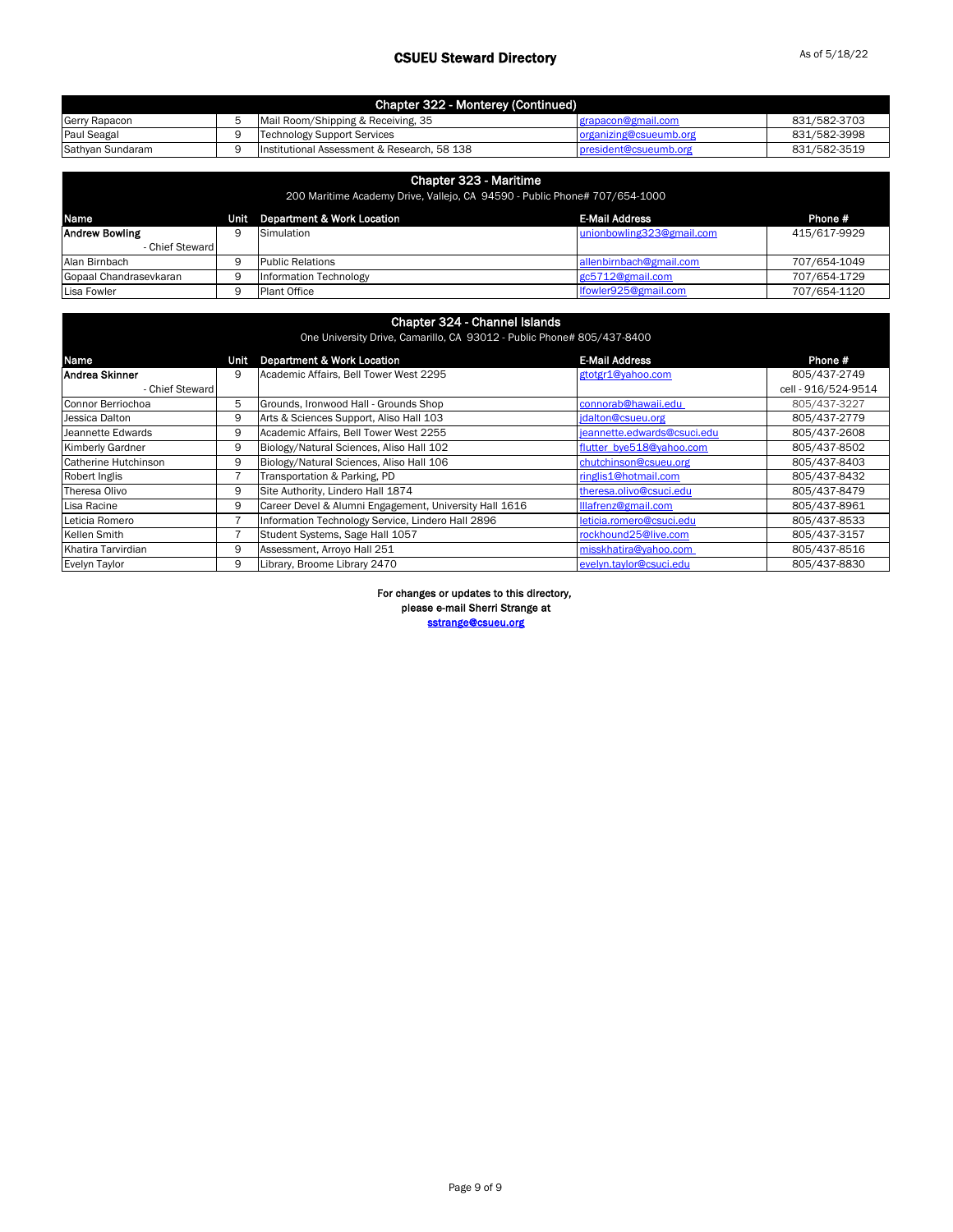# CSUEU Steward Directory

As of 5/18/22

## Chapter 322 - Monterey (Continued)

| | | | | |
|---|---|---|---|---|
| Gerry Rapacon | 5 | Mail Room/Shipping & Receiving, 35 | grapacon@gmail.com | 831/582-3703 |
| Paul Seagal | 9 | Technology Support Services | organizing@csueumb.org | 831/582-3998 |
| Sathyan Sundaram | 9 | Institutional Assessment & Research, 58 138 | president@csueumb.org | 831/582-3519 |

## Chapter 323 - Maritime

200 Maritime Academy Drive, Vallejo, CA 94590 - Public Phone# 707/654-1000

| Name | Unit | Department & Work Location | E-Mail Address | Phone # |
|---|---|---|---|---|
| **Andrew Bowling** - Chief Steward | 9 | Simulation | unionbowling323@gmail.com | 415/617-9929 |
| Alan Birnbach | 9 | Public Relations | allenbirnbach@gmail.com | 707/654-1049 |
| Gopaal Chandrasevkaran | 9 | Information Technology | gc5712@gmail.com | 707/654-1729 |
| Lisa Fowler | 9 | Plant Office | lfowler925@gmail.com | 707/654-1120 |

## Chapter 324 - Channel Islands

One University Drive, Camarillo, CA 93012 - Public Phone# 805/437-8400

| Name | Unit | Department & Work Location | E-Mail Address | Phone # |
|---|---|---|---|---|
| **Andrea Skinner** - Chief Steward | 9 | Academic Affairs, Bell Tower West 2295 | gtotgr1@yahoo.com | 805/437-2749 cell - 916/524-9514 |
| Connor Berriochoa | 5 | Grounds, Ironwood Hall - Grounds Shop | connorab@hawaii.edu | 805/437-3227 |
| Jessica Dalton | 9 | Arts & Sciences Support, Aliso Hall 103 | jdalton@csueu.org | 805/437-2779 |
| Jeannette Edwards | 9 | Academic Affairs, Bell Tower West 2255 | jeannette.edwards@csuci.edu | 805/437-2608 |
| Kimberly Gardner | 9 | Biology/Natural Sciences, Aliso Hall 102 | flutter_bye518@yahoo.com | 805/437-8502 |
| Catherine Hutchinson | 9 | Biology/Natural Sciences, Aliso Hall 106 | chutchinson@csueu.org | 805/437-8403 |
| Robert Inglis | 7 | Transportation & Parking, PD | ringlis1@hotmail.com | 805/437-8432 |
| Theresa Olivo | 9 | Site Authority, Lindero Hall 1874 | theresa.olivo@csuci.edu | 805/437-8479 |
| Lisa Racine | 9 | Career Devel & Alumni Engagement, University Hall 1616 | lllafrenz@gmail.com | 805/437-8961 |
| Leticia Romero | 7 | Information Technology Service, Lindero Hall 2896 | leticia.romero@csuci.edu | 805/437-8533 |
| Kellen Smith | 7 | Student Systems, Sage Hall 1057 | rockhound25@live.com | 805/437-3157 |
| Khatira Tarvirdian | 9 | Assessment, Arroyo Hall 251 | misskhatira@yahoo.com | 805/437-8516 |
| Evelyn Taylor | 9 | Library, Broome Library 2470 | evelyn.taylor@csuci.edu | 805/437-8830 |

**For changes or updates to this directory, please e-mail Sherri Strange at sstrange@csueu.org**